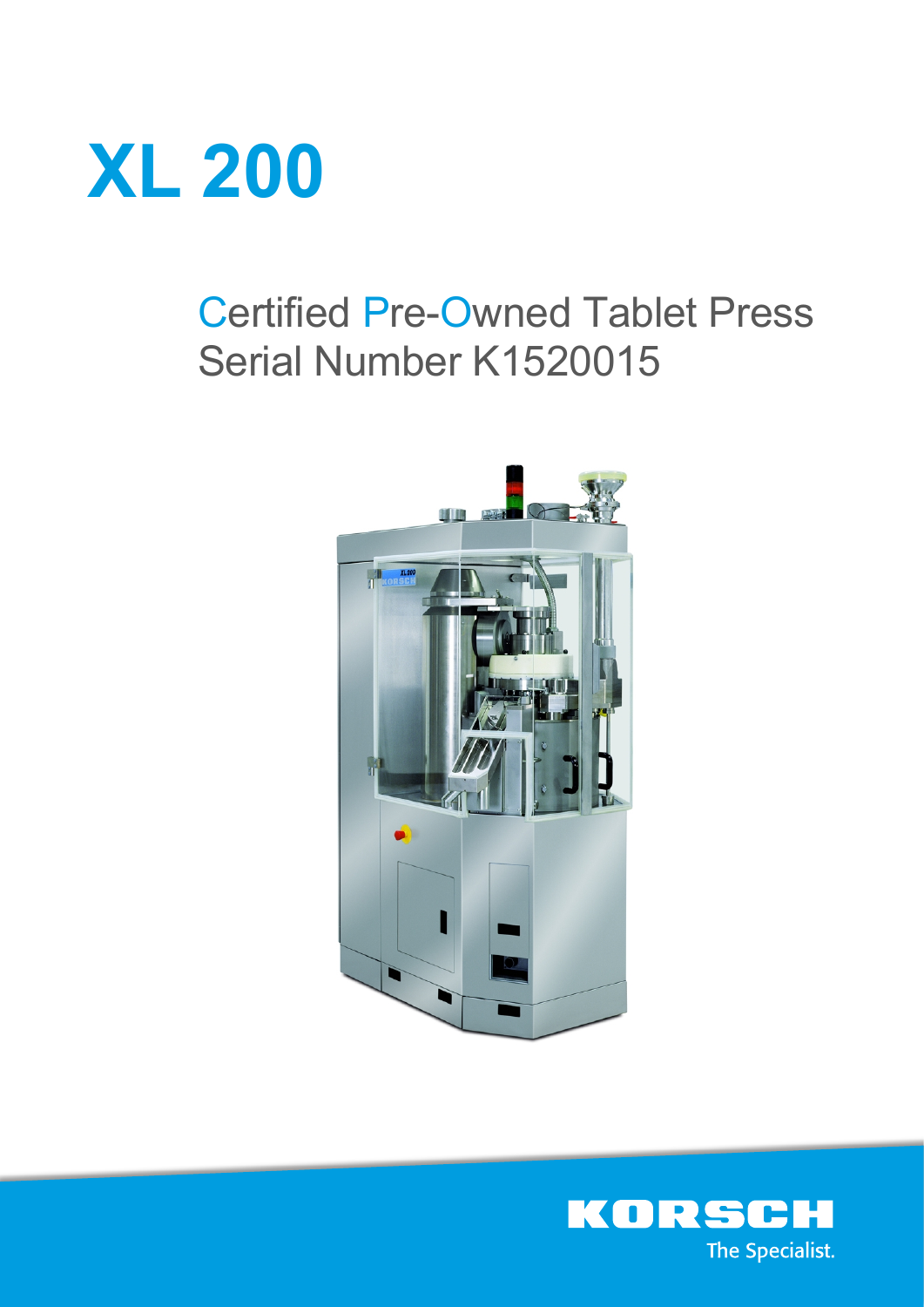# XL 200

## Certified Pre-Owned Tablet Press
## Serial Number K1520015

KORSCH
The Specialist.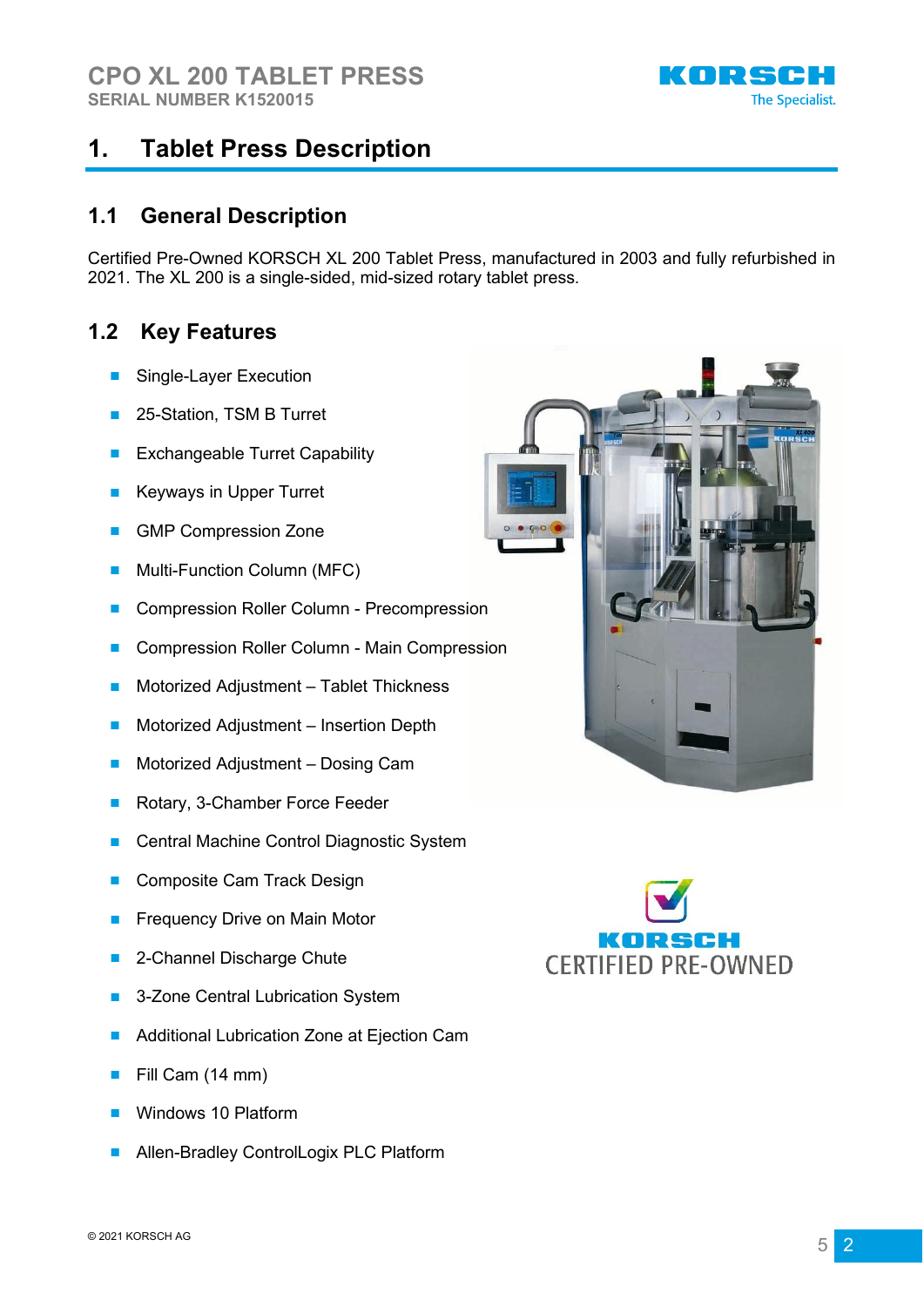# 1. Tablet Press Description

## 1.1 General Description

Certified Pre-Owned KORSCH XL 200 Tablet Press, manufactured in 2003 and fully refurbished in 2021. The XL 200 is a single-sided, mid-sized rotary tablet press.

## 1.2 Key Features

- Single-Layer Execution
- 25-Station, TSM B Turret
- Exchangeable Turret Capability
- Keyways in Upper Turret
- GMP Compression Zone
- Multi-Function Column (MFC)
- Compression Roller Column - Precompression
- Compression Roller Column - Main Compression
- Motorized Adjustment – Tablet Thickness
- Motorized Adjustment – Insertion Depth
- Motorized Adjustment – Dosing Cam
- Rotary, 3-Chamber Force Feeder
- Central Machine Control Diagnostic System
- Composite Cam Track Design
- Frequency Drive on Main Motor
- 2-Channel Discharge Chute
- 3-Zone Central Lubrication System
- Additional Lubrication Zone at Ejection Cam
- Fill Cam (14 mm)
- Windows 10 Platform
- Allen-Bradley ControlLogix PLC Platform

KORSCH CERTIFIED PRE-OWNED

© 2021 KORSCH AG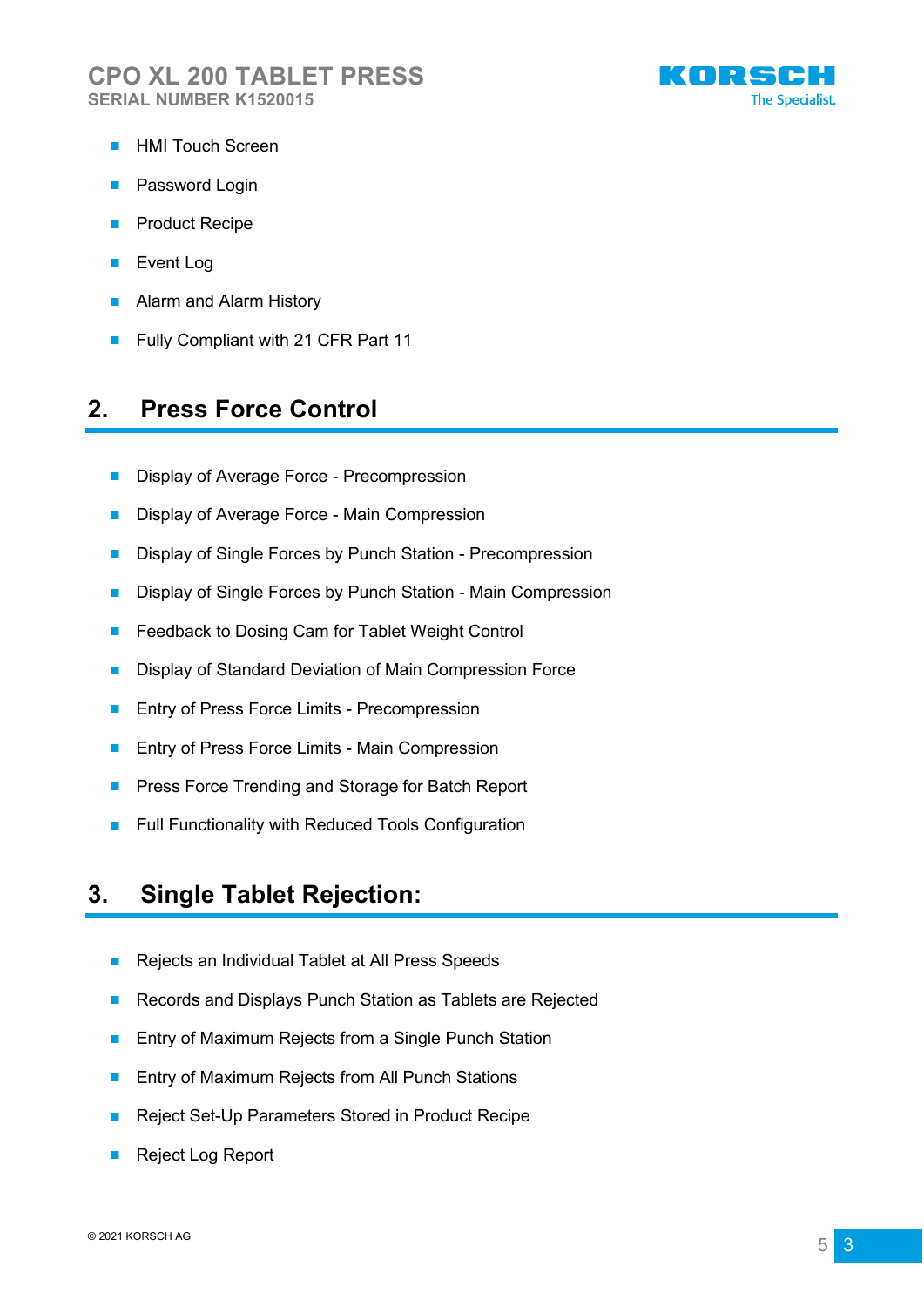- HMI Touch Screen
- Password Login
- Product Recipe
- Event Log
- Alarm and Alarm History
- Fully Compliant with 21 CFR Part 11

## 2. Press Force Control

- Display of Average Force - Precompression
- Display of Average Force - Main Compression
- Display of Single Forces by Punch Station - Precompression
- Display of Single Forces by Punch Station - Main Compression
- Feedback to Dosing Cam for Tablet Weight Control
- Display of Standard Deviation of Main Compression Force
- Entry of Press Force Limits - Precompression
- Entry of Press Force Limits - Main Compression
- Press Force Trending and Storage for Batch Report
- Full Functionality with Reduced Tools Configuration

## 3. Single Tablet Rejection:

- Rejects an Individual Tablet at All Press Speeds
- Records and Displays Punch Station as Tablets are Rejected
- Entry of Maximum Rejects from a Single Punch Station
- Entry of Maximum Rejects from All Punch Stations
- Reject Set-Up Parameters Stored in Product Recipe
- Reject Log Report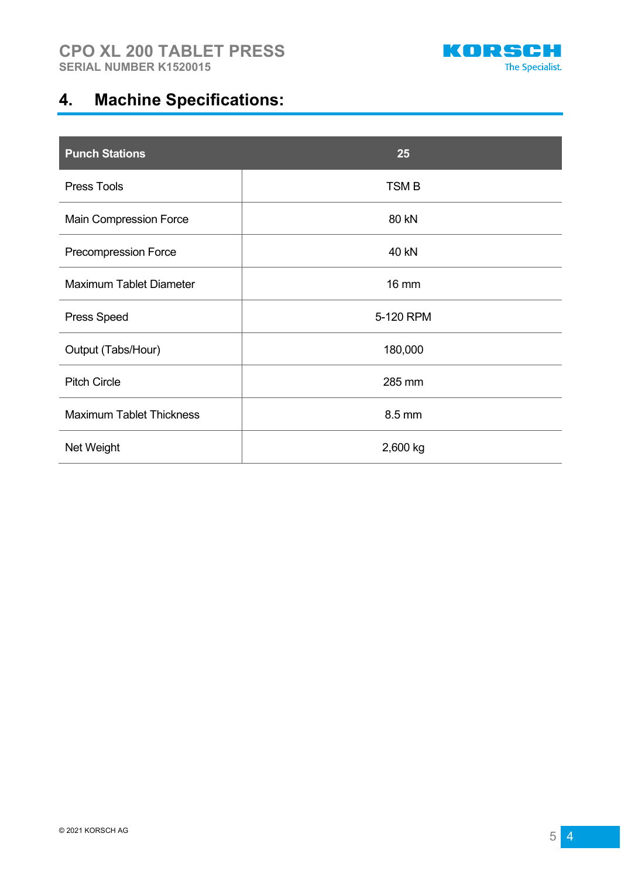## 4. Machine Specifications:

| Punch Stations | 25 |
| --- | --- |
| Press Tools | TSM B |
| Main Compression Force | 80 kN |
| Precompression Force | 40 kN |
| Maximum Tablet Diameter | 16 mm |
| Press Speed | 5-120 RPM |
| Output (Tabs/Hour) | 180,000 |
| Pitch Circle | 285 mm |
| Maximum Tablet Thickness | 8.5 mm |
| Net Weight | 2,600 kg |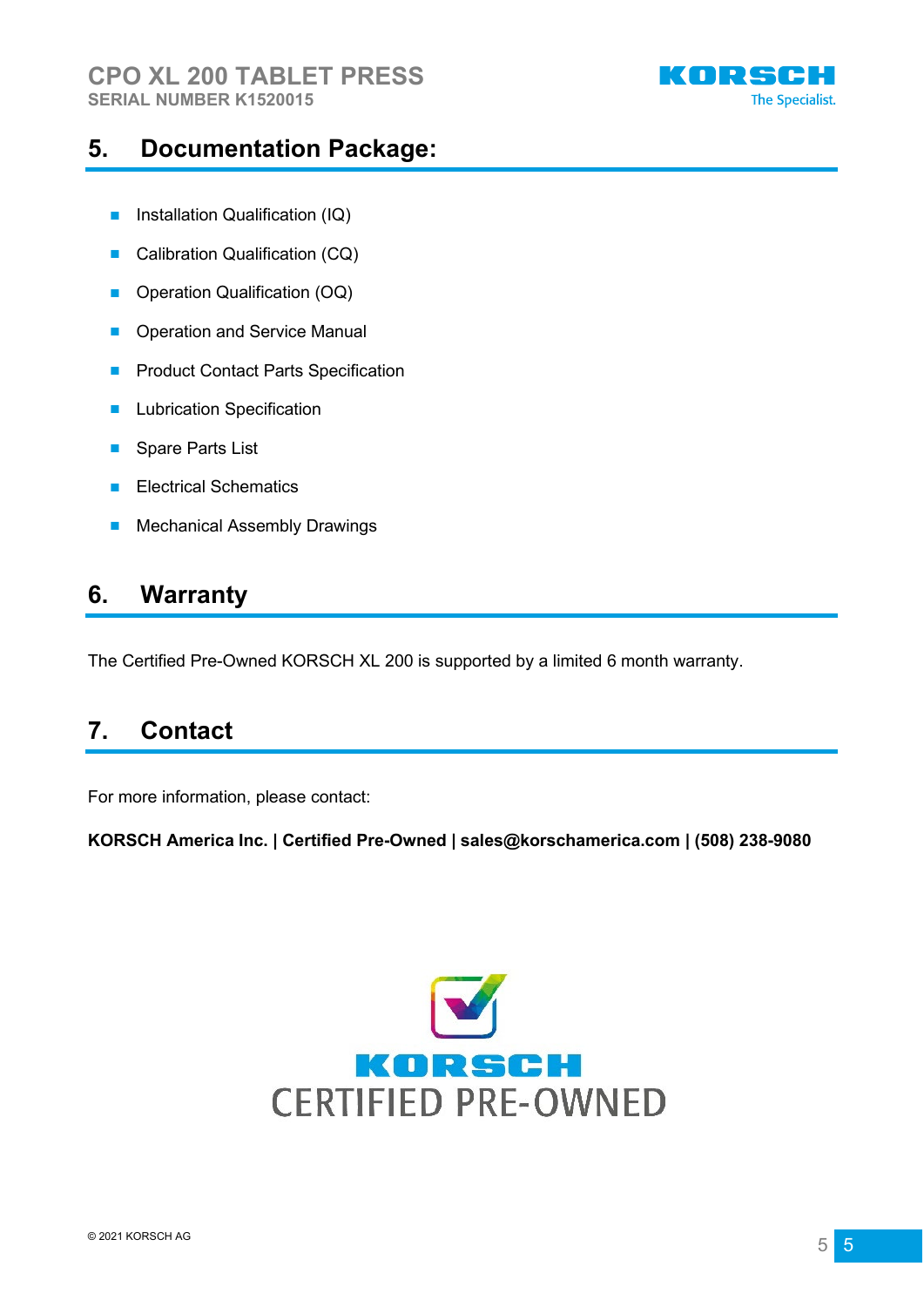## 5. Documentation Package:

- Installation Qualification (IQ)
- Calibration Qualification (CQ)
- Operation Qualification (OQ)
- Operation and Service Manual
- Product Contact Parts Specification
- Lubrication Specification
- Spare Parts List
- Electrical Schematics
- Mechanical Assembly Drawings

## 6. Warranty

The Certified Pre-Owned KORSCH XL 200 is supported by a limited 6 month warranty.

## 7. Contact

For more information, please contact:

**KORSCH America Inc. | Certified Pre-Owned | sales@korschamerica.com | (508) 238-9080**

KORSCH

CERTIFIED PRE-OWNED